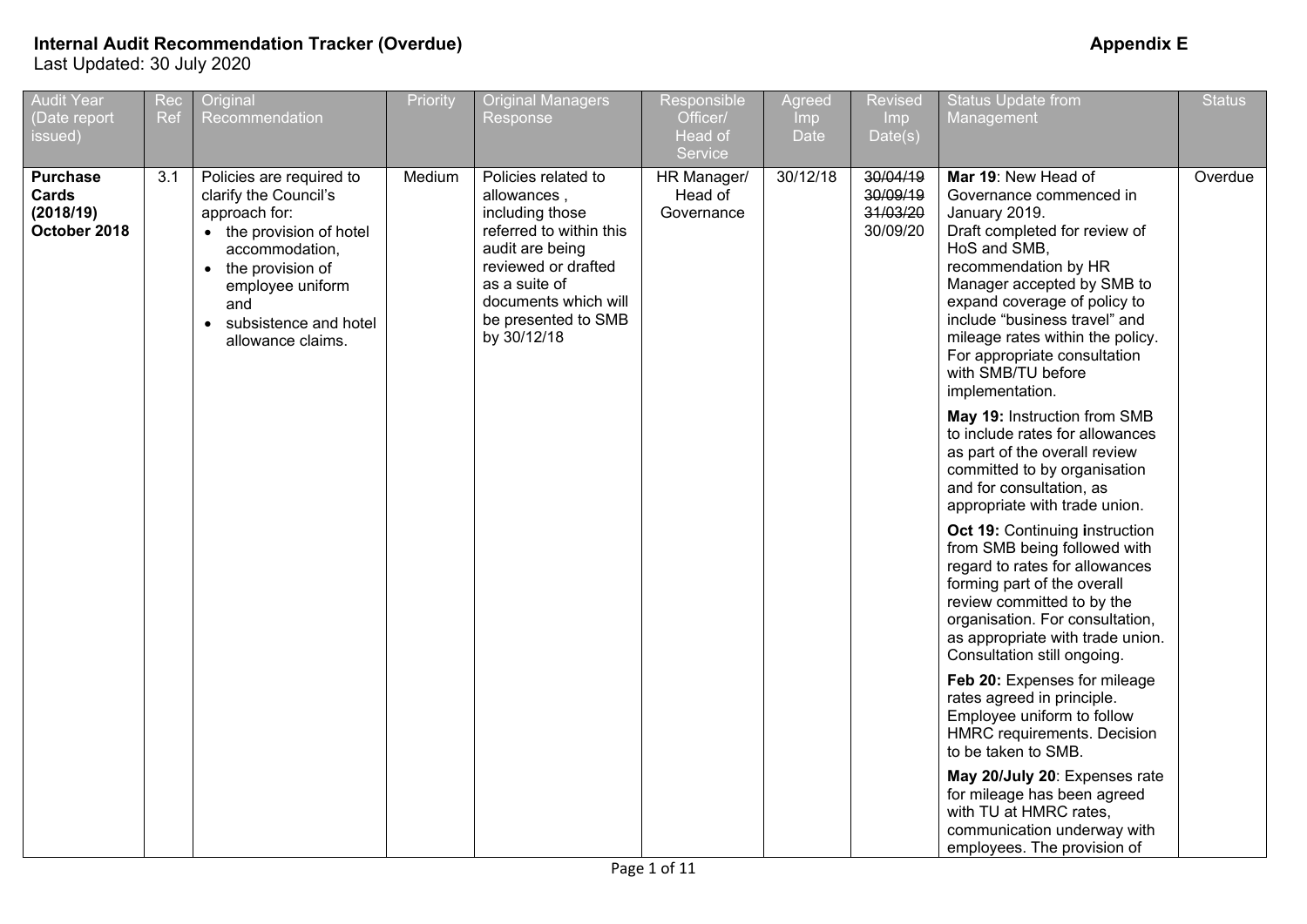**Internal Audit Recommendation Tracker (Overdue)** **Appendix E**

Last Updated: 30 July 2020

| Audit Year (Date report issued) | Rec Ref | Original Recommendation | Priority | Original Managers Response | Responsible Officer/ Head of Service | Agreed Imp Date | Revised Imp Date(s) | Status Update from Management | Status |
|---|---|---|---|---|---|---|---|---|---|
| **Purchase Cards (2018/19) October 2018** | 3.1 | Policies are required to clarify the Council's approach for: <br>• the provision of hotel accommodation, <br>• the provision of employee uniform and <br>• subsistence and hotel allowance claims. | Medium | Policies related to allowances , including those referred to within this audit are being reviewed or drafted as a suite of documents which will be presented to SMB by 30/12/18 | HR Manager/ Head of Governance | 30/12/18 | ~~30/04/19~~ <br>~~30/09/19~~ <br>~~31/03/20~~ <br>30/09/20 | **Mar 19**: New Head of Governance commenced in January 2019. Draft completed for review of HoS and SMB, recommendation by HR Manager accepted by SMB to expand coverage of policy to include "business travel" and mileage rates within the policy. For appropriate consultation with SMB/TU before implementation. <br><br>**May 19:** Instruction from SMB to include rates for allowances as part of the overall review committed to by organisation and for consultation, as appropriate with trade union. <br><br>**Oct 19:** Continuing instruction from SMB being followed with regard to rates for allowances forming part of the overall review committed to by the organisation. For consultation, as appropriate with trade union. Consultation still ongoing. <br><br>**Feb 20:** Expenses for mileage rates agreed in principle. Employee uniform to follow HMRC requirements. Decision to be taken to SMB. <br><br>**May 20/July 20**: Expenses rate for mileage has been agreed with TU at HMRC rates, communication underway with employees. The provision of | Overdue |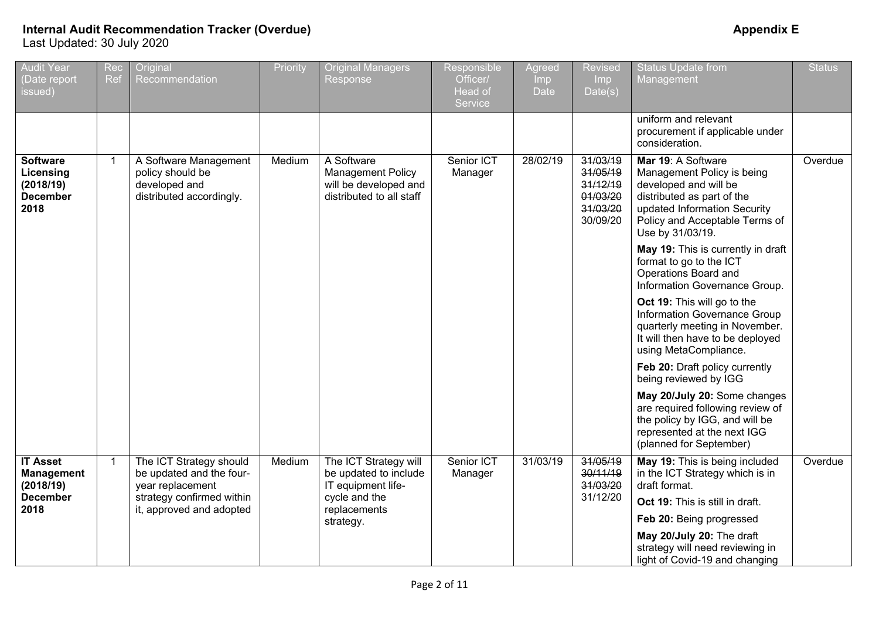**Internal Audit Recommendation Tracker (Overdue)** **Appendix E**

Last Updated: 30 July 2020

| Audit Year (Date report issued) | Rec Ref | Original Recommendation | Priority | Original Managers Response | Responsible Officer/ Head of Service | Agreed Imp Date | Revised Imp Date(s) | Status Update from Management | Status |
|---|---|---|---|---|---|---|---|---|---|
| | | | | | | | | uniform and relevant procurement if applicable under consideration. | |
| **Software Licensing (2018/19) December 2018** | 1 | A Software Management policy should be developed and distributed accordingly. | Medium | A Software Management Policy will be developed and distributed to all staff | Senior ICT Manager | 28/02/19 | ~~31/03/19~~ ~~31/05/19~~ ~~31/12/19~~ ~~01/03/20~~ ~~31/03/20~~ 30/09/20 | **Mar 19**: A Software Management Policy is being developed and will be distributed as part of the updated Information Security Policy and Acceptable Terms of Use by 31/03/19. **May 19:** This is currently in draft format to go to the ICT Operations Board and Information Governance Group. **Oct 19:** This will go to the Information Governance Group quarterly meeting in November. It will then have to be deployed using MetaCompliance. **Feb 20:** Draft policy currently being reviewed by IGG **May 20/July 20:** Some changes are required following review of the policy by IGG, and will be represented at the next IGG (planned for September) | Overdue |
| **IT Asset Management (2018/19) December 2018** | 1 | The ICT Strategy should be updated and the four-year replacement strategy confirmed within it, approved and adopted | Medium | The ICT Strategy will be updated to include IT equipment life-cycle and the replacements strategy. | Senior ICT Manager | 31/03/19 | ~~31/05/19~~ ~~30/11/19~~ ~~31/03/20~~ 31/12/20 | **May 19:** This is being included in the ICT Strategy which is in draft format. **Oct 19:** This is still in draft. **Feb 20:** Being progressed **May 20/July 20:** The draft strategy will need reviewing in light of Covid-19 and changing | Overdue |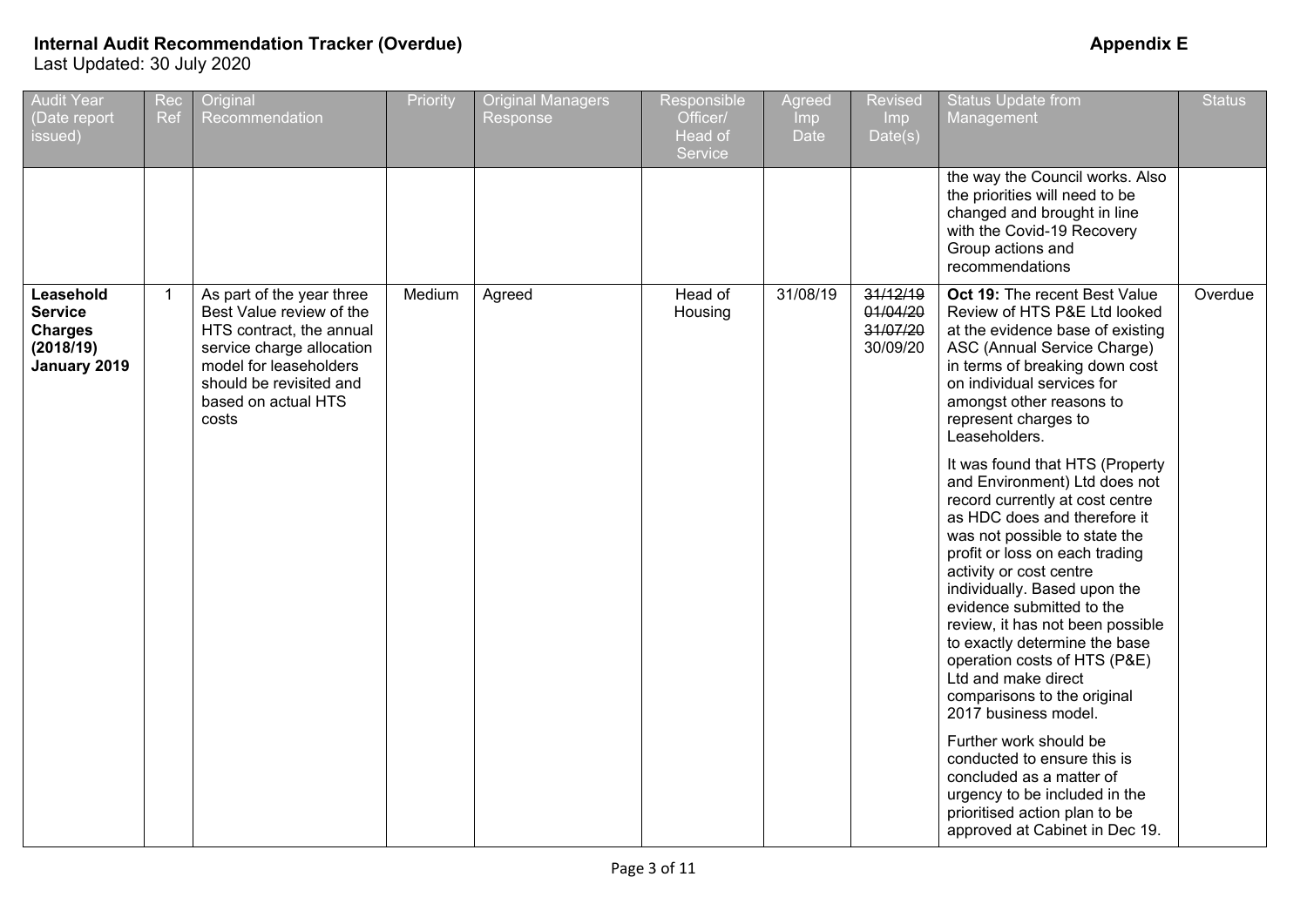**Internal Audit Recommendation Tracker (Overdue)** **Appendix E**

Last Updated: 30 July 2020

| Audit Year (Date report issued) | Rec Ref | Original Recommendation | Priority | Original Managers Response | Responsible Officer/ Head of Service | Agreed Imp Date | Revised Imp Date(s) | Status Update from Management | Status |
|---|---|---|---|---|---|---|---|---|---|
| | | | | | | | | the way the Council works. Also the priorities will need to be changed and brought in line with the Covid-19 Recovery Group actions and recommendations | |
| **Leasehold Service Charges (2018/19) January 2019** | 1 | As part of the year three Best Value review of the HTS contract, the annual service charge allocation model for leaseholders should be revisited and based on actual HTS costs | Medium | Agreed | Head of Housing | 31/08/19 | ~~31/12/19~~ ~~01/04/20~~ ~~31/07/20~~ 30/09/20 | **Oct 19:** The recent Best Value Review of HTS P&E Ltd looked at the evidence base of existing ASC (Annual Service Charge) in terms of breaking down cost on individual services for amongst other reasons to represent charges to Leaseholders. It was found that HTS (Property and Environment) Ltd does not record currently at cost centre as HDC does and therefore it was not possible to state the profit or loss on each trading activity or cost centre individually. Based upon the evidence submitted to the review, it has not been possible to exactly determine the base operation costs of HTS (P&E) Ltd and make direct comparisons to the original 2017 business model. Further work should be conducted to ensure this is concluded as a matter of urgency to be included in the prioritised action plan to be approved at Cabinet in Dec 19. | Overdue |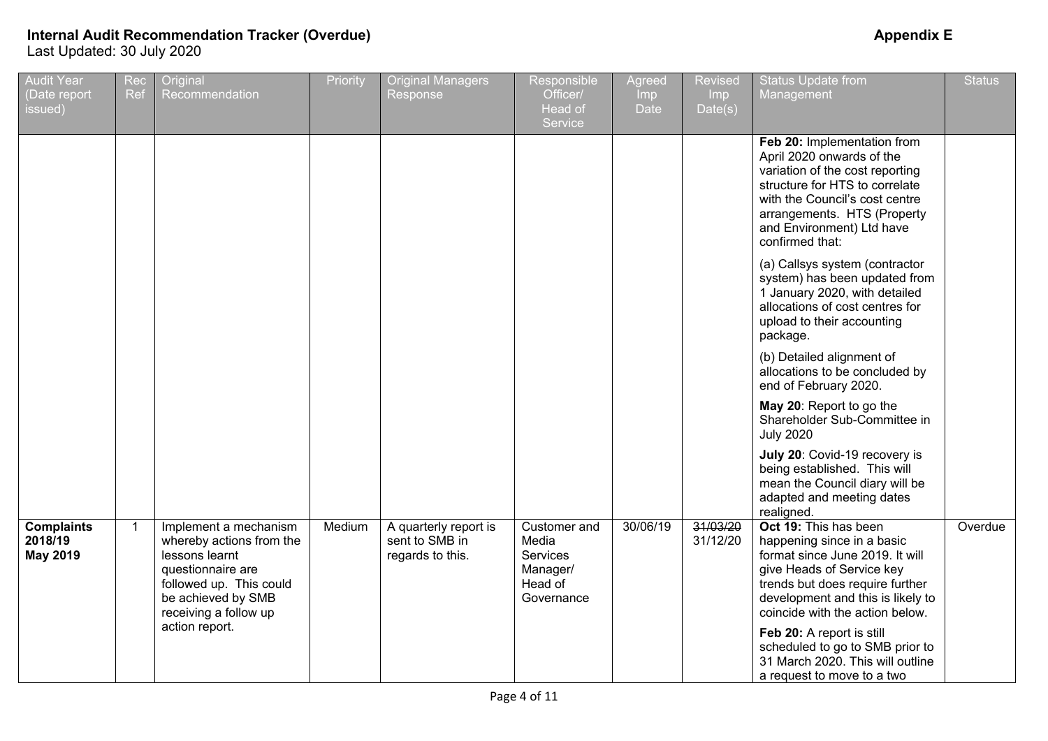**Internal Audit Recommendation Tracker (Overdue)**

Last Updated: 30 July 2020

**Appendix E**

| Audit Year (Date report issued) | Rec Ref | Original Recommendation | Priority | Original Managers Response | Responsible Officer/ Head of Service | Agreed Imp Date | Revised Imp Date(s) | Status Update from Management | Status |
|---|---|---|---|---|---|---|---|---|---|
| | | | | | | | | **Feb 20:** Implementation from April 2020 onwards of the variation of the cost reporting structure for HTS to correlate with the Council's cost centre arrangements. HTS (Property and Environment) Ltd have confirmed that:<br><br>(a) Callsys system (contractor system) has been updated from 1 January 2020, with detailed allocations of cost centres for upload to their accounting package.<br><br>(b) Detailed alignment of allocations to be concluded by end of February 2020.<br><br>**May 20**: Report to go the Shareholder Sub-Committee in July 2020<br><br>**July 20**: Covid-19 recovery is being established. This will mean the Council diary will be adapted and meeting dates realigned. | |
| **Complaints 2018/19 May 2019** | 1 | Implement a mechanism whereby actions from the lessons learnt questionnaire are followed up. This could be achieved by SMB receiving a follow up action report. | Medium | A quarterly report is sent to SMB in regards to this. | Customer and Media Services Manager/ Head of Governance | 30/06/19 | ~~31/03/20~~<br>31/12/20 | **Oct 19:** This has been happening since in a basic format since June 2019. It will give Heads of Service key trends but does require further development and this is likely to coincide with the action below.<br><br>**Feb 20:** A report is still scheduled to go to SMB prior to 31 March 2020. This will outline a request to move to a two | Overdue |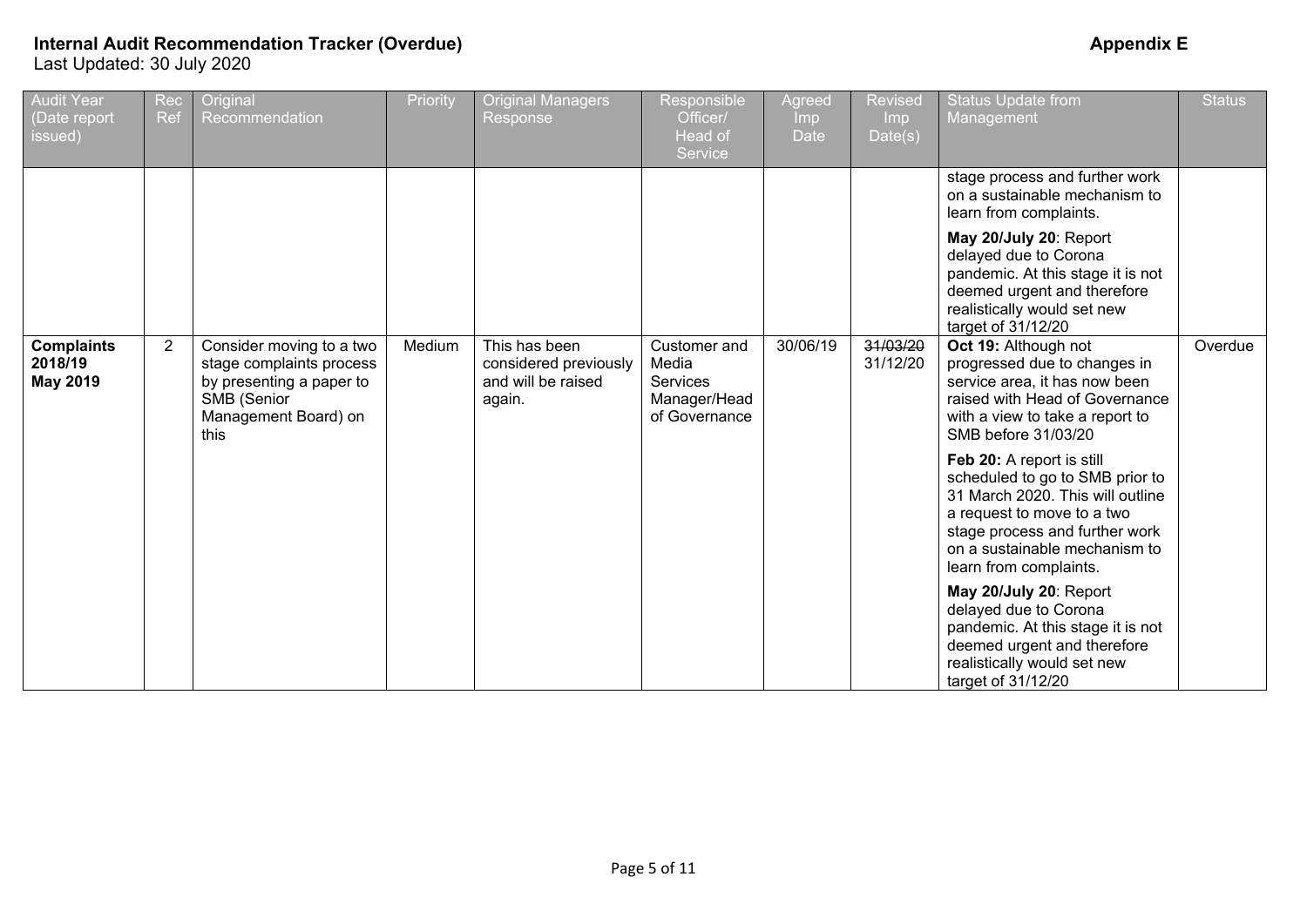**Internal Audit Recommendation Tracker (Overdue)** **Appendix E**
Last Updated: 30 July 2020

| Audit Year (Date report issued) | Rec Ref | Original Recommendation | Priority | Original Managers Response | Responsible Officer/ Head of Service | Agreed Imp Date | Revised Imp Date(s) | Status Update from Management | Status |
|---|---|---|---|---|---|---|---|---|---|
| | | | | | | | | stage process and further work on a sustainable mechanism to learn from complaints.<br><br>**May 20/July 20**: Report delayed due to Corona pandemic. At this stage it is not deemed urgent and therefore realistically would set new target of 31/12/20 | |
| **Complaints 2018/19 May 2019** | 2 | Consider moving to a two stage complaints process by presenting a paper to SMB (Senior Management Board) on this | Medium | This has been considered previously and will be raised again. | Customer and Media Services Manager/Head of Governance | 30/06/19 | ~~31/03/20~~<br>31/12/20 | **Oct 19:** Although not progressed due to changes in service area, it has now been raised with Head of Governance with a view to take a report to SMB before 31/03/20<br><br>**Feb 20:** A report is still scheduled to go to SMB prior to 31 March 2020. This will outline a request to move to a two stage process and further work on a sustainable mechanism to learn from complaints.<br><br>**May 20/July 20**: Report delayed due to Corona pandemic. At this stage it is not deemed urgent and therefore realistically would set new target of 31/12/20 | Overdue |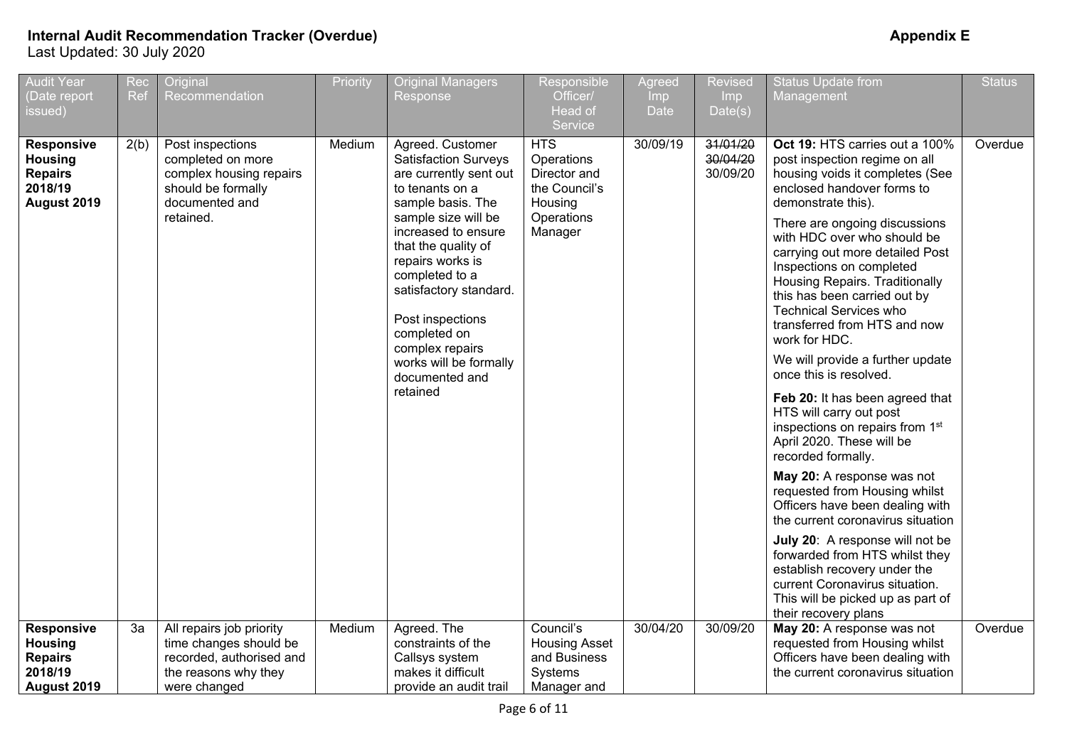**Internal Audit Recommendation Tracker (Overdue)** **Appendix E**

Last Updated: 30 July 2020

| Audit Year (Date report issued) | Rec Ref | Original Recommendation | Priority | Original Managers Response | Responsible Officer/ Head of Service | Agreed Imp Date | Revised Imp Date(s) | Status Update from Management | Status |
|---|---|---|---|---|---|---|---|---|---|
| **Responsive Housing Repairs 2018/19 August 2019** | 2(b) | Post inspections completed on more complex housing repairs should be formally documented and retained. | Medium | Agreed. Customer Satisfaction Surveys are currently sent out to tenants on a sample basis. The sample size will be increased to ensure that the quality of repairs works is completed to a satisfactory standard. Post inspections completed on complex repairs works will be formally documented and retained | HTS Operations Director and the Council's Housing Operations Manager | 30/09/19 | ~~31/01/20~~ ~~30/04/20~~ 30/09/20 | **Oct 19:** HTS carries out a 100% post inspection regime on all housing voids it completes (See enclosed handover forms to demonstrate this). There are ongoing discussions with HDC over who should be carrying out more detailed Post Inspections on completed Housing Repairs. Traditionally this has been carried out by Technical Services who transferred from HTS and now work for HDC. We will provide a further update once this is resolved. **Feb 20:** It has been agreed that HTS will carry out post inspections on repairs from 1st April 2020. These will be recorded formally. **May 20:** A response was not requested from Housing whilst Officers have been dealing with the current coronavirus situation **July 20**: A response will not be forwarded from HTS whilst they establish recovery under the current Coronavirus situation. This will be picked up as part of their recovery plans | Overdue |
| **Responsive Housing Repairs 2018/19 August 2019** | 3a | All repairs job priority time changes should be recorded, authorised and the reasons why they were changed | Medium | Agreed. The constraints of the Callsys system makes it difficult provide an audit trail | Council's Housing Asset and Business Systems Manager and | 30/04/20 | 30/09/20 | **May 20:** A response was not requested from Housing whilst Officers have been dealing with the current coronavirus situation | Overdue |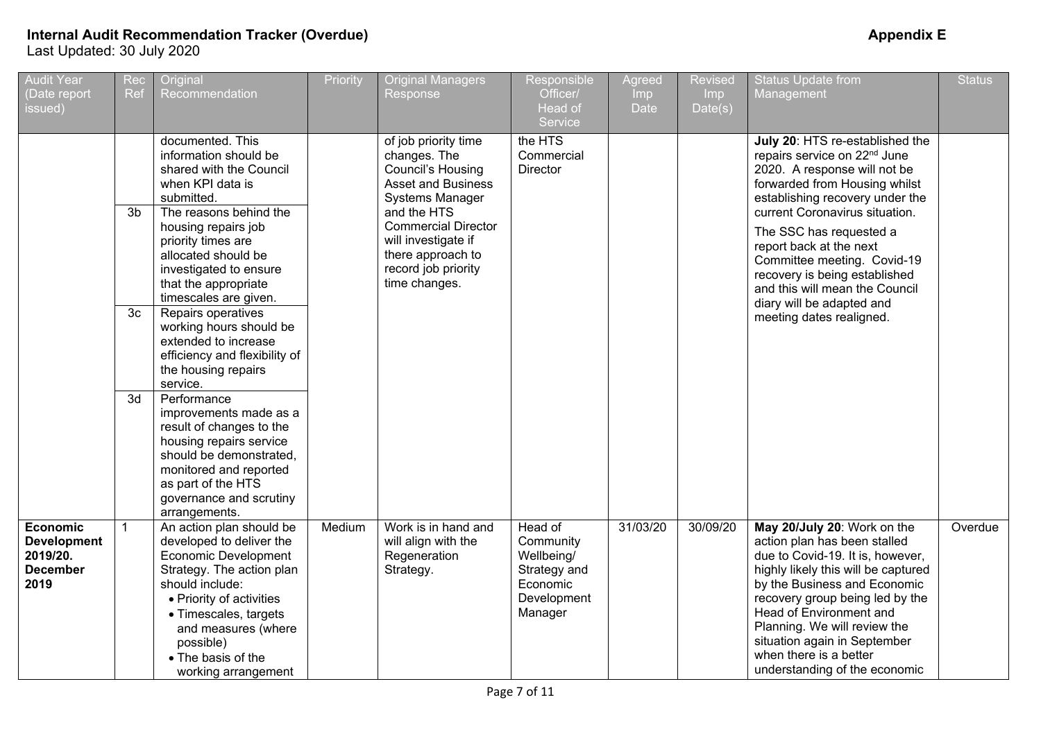**Internal Audit Recommendation Tracker (Overdue)** **Appendix E**

Last Updated: 30 July 2020

| Audit Year (Date report issued) | Rec Ref | Original Recommendation | Priority | Original Managers Response | Responsible Officer/ Head of Service | Agreed Imp Date | Revised Imp Date(s) | Status Update from Management | Status |
|---|---|---|---|---|---|---|---|---|---|
| | | documented. This information should be shared with the Council when KPI data is submitted. | | of job priority time changes. The Council's Housing Asset and Business Systems Manager and the HTS Commercial Director will investigate if there approach to record job priority time changes. | the HTS Commercial Director | | | **July 20**: HTS re-established the repairs service on 22nd June 2020. A response will not be forwarded from Housing whilst establishing recovery under the current Coronavirus situation. The SSC has requested a report back at the next Committee meeting. Covid-19 recovery is being established and this will mean the Council diary will be adapted and meeting dates realigned. | |
| | 3b | The reasons behind the housing repairs job priority times are allocated should be investigated to ensure that the appropriate timescales are given. | | | | | | | |
| | 3c | Repairs operatives working hours should be extended to increase efficiency and flexibility of the housing repairs service. | | | | | | | |
| | 3d | Performance improvements made as a result of changes to the housing repairs service should be demonstrated, monitored and reported as part of the HTS governance and scrutiny arrangements. | | | | | | | |
| **Economic Development 2019/20. December 2019** | 1 | An action plan should be developed to deliver the Economic Development Strategy. The action plan should include: <br>• Priority of activities <br>• Timescales, targets and measures (where possible) <br>• The basis of the working arrangement | Medium | Work is in hand and will align with the Regeneration Strategy. | Head of Community Wellbeing/ Strategy and Economic Development Manager | 31/03/20 | 30/09/20 | **May 20/July 20**: Work on the action plan has been stalled due to Covid-19. It is, however, highly likely this will be captured by the Business and Economic recovery group being led by the Head of Environment and Planning. We will review the situation again in September when there is a better understanding of the economic | Overdue |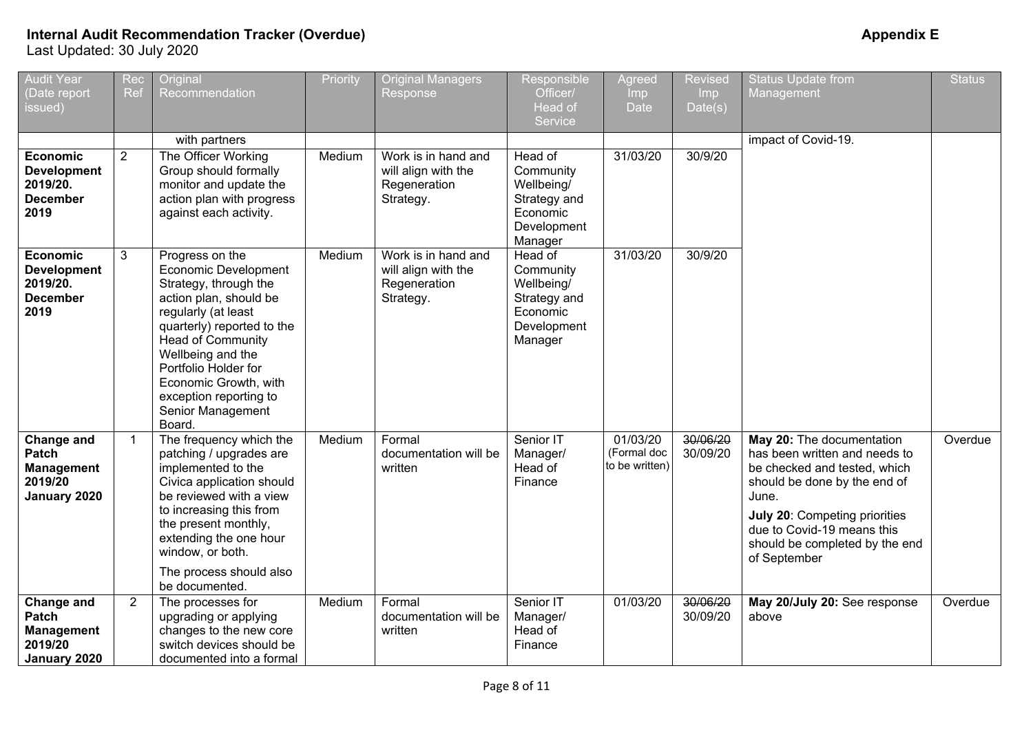# Internal Audit Recommendation Tracker (Overdue)

**Appendix E**

Last Updated: 30 July 2020

| Audit Year (Date report issued) | Rec Ref | Original Recommendation | Priority | Original Managers Response | Responsible Officer/ Head of Service | Agreed Imp Date | Revised Imp Date(s) | Status Update from Management | Status |
|---|---|---|---|---|---|---|---|---|---|
| | | with partners | | | | | | impact of Covid-19. | |
| **Economic Development 2019/20. December 2019** | 2 | The Officer Working Group should formally monitor and update the action plan with progress against each activity. | Medium | Work is in hand and will align with the Regeneration Strategy. | Head of Community Wellbeing/ Strategy and Economic Development Manager | 31/03/20 | 30/9/20 | | |
| **Economic Development 2019/20. December 2019** | 3 | Progress on the Economic Development Strategy, through the action plan, should be regularly (at least quarterly) reported to the Head of Community Wellbeing and the Portfolio Holder for Economic Growth, with exception reporting to Senior Management Board. | Medium | Work is in hand and will align with the Regeneration Strategy. | Head of Community Wellbeing/ Strategy and Economic Development Manager | 31/03/20 | 30/9/20 | | |
| **Change and Patch Management 2019/20 January 2020** | 1 | The frequency which the patching / upgrades are implemented to the Civica application should be reviewed with a view to increasing this from the present monthly, extending the one hour window, or both. The process should also be documented. | Medium | Formal documentation will be written | Senior IT Manager/ Head of Finance | 01/03/20 (Formal doc to be written) | ~~30/06/20~~ 30/09/20 | **May 20:** The documentation has been written and needs to be checked and tested, which should be done by the end of June. **July 20**: Competing priorities due to Covid-19 means this should be completed by the end of September | Overdue |
| **Change and Patch Management 2019/20 January 2020** | 2 | The processes for upgrading or applying changes to the new core switch devices should be documented into a formal | Medium | Formal documentation will be written | Senior IT Manager/ Head of Finance | 01/03/20 | ~~30/06/20~~ 30/09/20 | **May 20/July 20:** See response above | Overdue |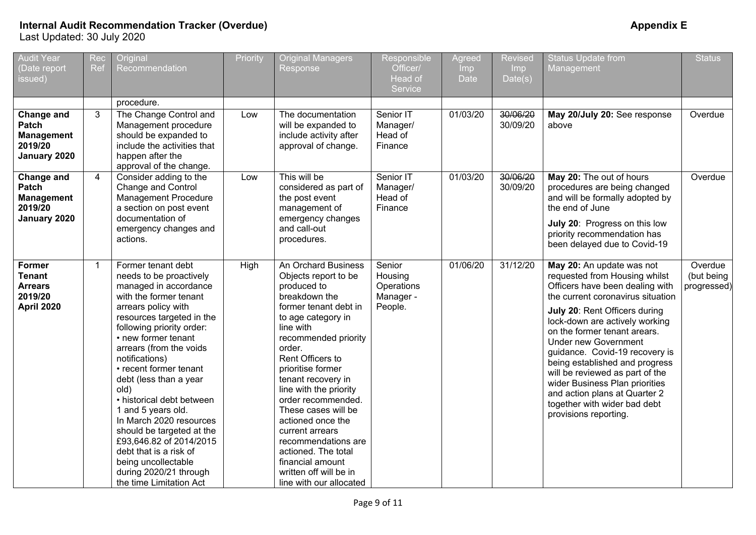**Internal Audit Recommendation Tracker (Overdue)** **Appendix E**

Last Updated: 30 July 2020

| Audit Year (Date report issued) | Rec Ref | Original Recommendation | Priority | Original Managers Response | Responsible Officer/ Head of Service | Agreed Imp Date | Revised Imp Date(s) | Status Update from Management | Status |
|---|---|---|---|---|---|---|---|---|---|
| | | procedure. | | | | | | | |
| **Change and Patch Management 2019/20 January 2020** | 3 | The Change Control and Management procedure should be expanded to include the activities that happen after the approval of the change. | Low | The documentation will be expanded to include activity after approval of change. | Senior IT Manager/ Head of Finance | 01/03/20 | ~~30/06/20~~ 30/09/20 | **May 20/July 20:** See response above | Overdue |
| **Change and Patch Management 2019/20 January 2020** | 4 | Consider adding to the Change and Control Management Procedure a section on post event documentation of emergency changes and actions. | Low | This will be considered as part of the post event management of emergency changes and call-out procedures. | Senior IT Manager/ Head of Finance | 01/03/20 | ~~30/06/20~~ 30/09/20 | **May 20:** The out of hours procedures are being changed and will be formally adopted by the end of June<br><br>**July 20**: Progress on this low priority recommendation has been delayed due to Covid-19 | Overdue |
| **Former Tenant Arrears 2019/20 April 2020** | 1 | Former tenant debt needs to be proactively managed in accordance with the former tenant arrears policy with resources targeted in the following priority order:<br>• new former tenant arrears (from the voids notifications)<br>• recent former tenant debt (less than a year old)<br>• historical debt between 1 and 5 years old.<br>In March 2020 resources should be targeted at the £93,646.82 of 2014/2015 debt that is a risk of being uncollectable during 2020/21 through the time Limitation Act | High | An Orchard Business Objects report to be produced to breakdown the former tenant debt in to age category in line with recommended priority order.<br>Rent Officers to prioritise former tenant recovery in line with the priority order recommended. These cases will be actioned once the current arrears recommendations are actioned. The total financial amount written off will be in line with our allocated | Senior Housing Operations Manager - People. | 01/06/20 | 31/12/20 | **May 20:** An update was not requested from Housing whilst Officers have been dealing with the current coronavirus situation<br><br>**July 20**: Rent Officers during lock-down are actively working on the former tenant arears. Under new Government guidance. Covid-19 recovery is being established and progress will be reviewed as part of the wider Business Plan priorities and action plans at Quarter 2 together with wider bad debt provisions reporting. | Overdue (but being progressed) |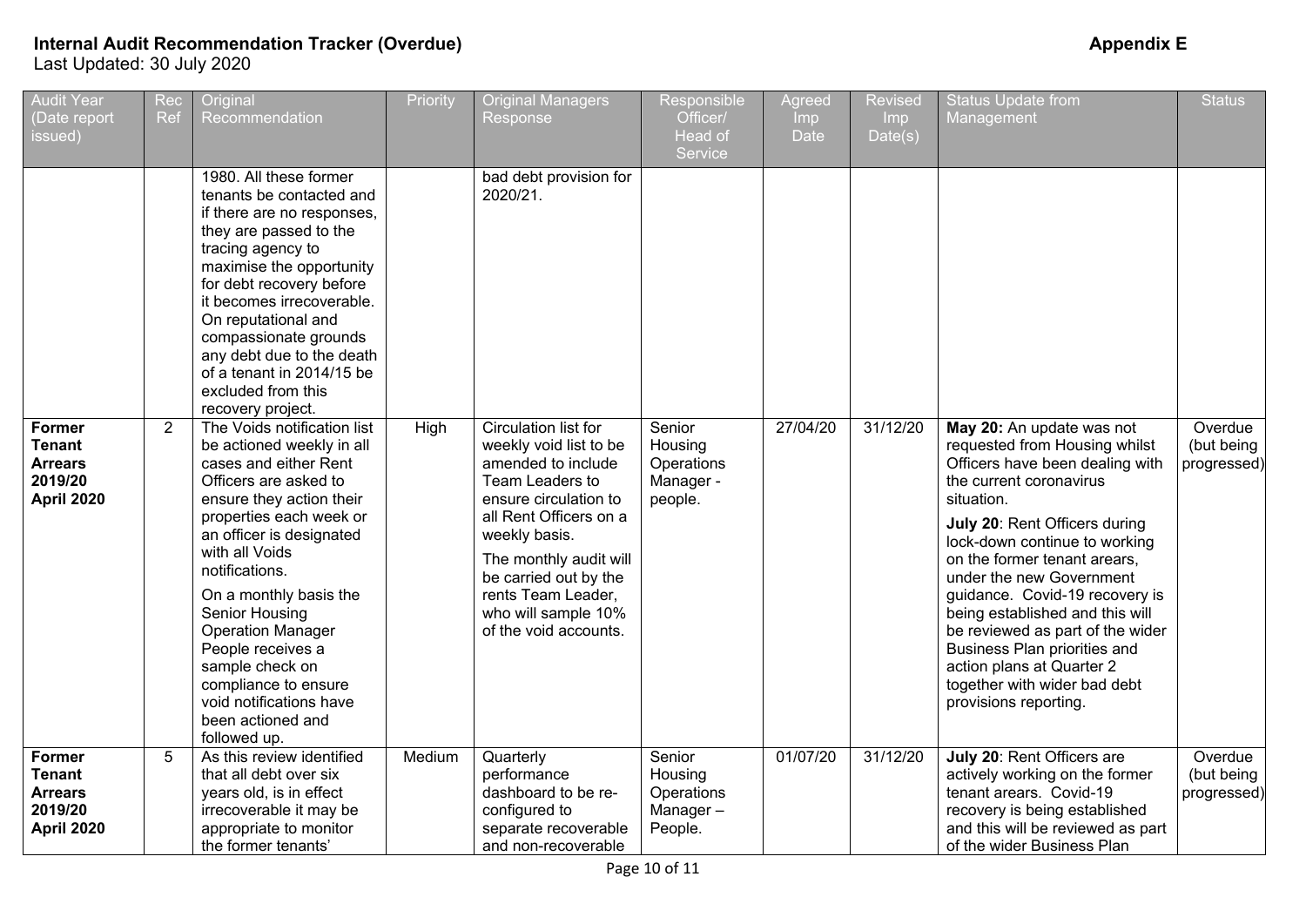**Internal Audit Recommendation Tracker (Overdue)**
Last Updated: 30 July 2020

**Appendix E**

| Audit Year (Date report issued) | Rec Ref | Original Recommendation | Priority | Original Managers Response | Responsible Officer/ Head of Service | Agreed Imp Date | Revised Imp Date(s) | Status Update from Management | Status |
|---|---|---|---|---|---|---|---|---|---|
| | | 1980. All these former tenants be contacted and if there are no responses, they are passed to the tracing agency to maximise the opportunity for debt recovery before it becomes irrecoverable. On reputational and compassionate grounds any debt due to the death of a tenant in 2014/15 be excluded from this recovery project. | | bad debt provision for 2020/21. | | | | | |
| **Former Tenant Arrears 2019/20 April 2020** | 2 | The Voids notification list be actioned weekly in all cases and either Rent Officers are asked to ensure they action their properties each week or an officer is designated with all Voids notifications.<br><br>On a monthly basis the Senior Housing Operation Manager People receives a sample check on compliance to ensure void notifications have been actioned and followed up. | High | Circulation list for weekly void list to be amended to include Team Leaders to ensure circulation to all Rent Officers on a weekly basis.<br><br>The monthly audit will be carried out by the rents Team Leader, who will sample 10% of the void accounts. | Senior Housing Operations Manager - people. | 27/04/20 | 31/12/20 | **May 20:** An update was not requested from Housing whilst Officers have been dealing with the current coronavirus situation.<br><br>**July 20**: Rent Officers during lock-down continue to working on the former tenant arears, under the new Government guidance. Covid-19 recovery is being established and this will be reviewed as part of the wider Business Plan priorities and action plans at Quarter 2 together with wider bad debt provisions reporting. | Overdue (but being progressed) |
| **Former Tenant Arrears 2019/20 April 2020** | 5 | As this review identified that all debt over six years old, is in effect irrecoverable it may be appropriate to monitor the former tenants' | Medium | Quarterly performance dashboard to be re-configured to separate recoverable and non-recoverable | Senior Housing Operations Manager – People. | 01/07/20 | 31/12/20 | **July 20**: Rent Officers are actively working on the former tenant arears. Covid-19 recovery is being established and this will be reviewed as part of the wider Business Plan | Overdue (but being progressed) |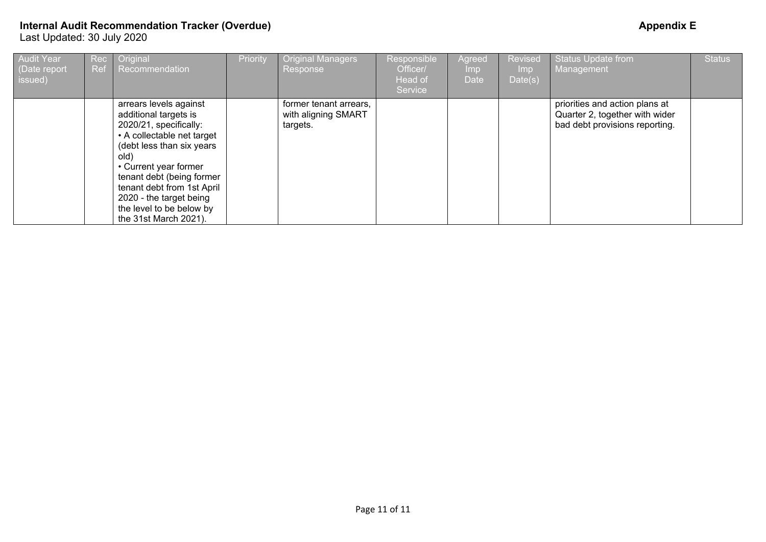**Internal Audit Recommendation Tracker (Overdue)**
Last Updated: 30 July 2020

**Appendix E**

| Audit Year (Date report issued) | Rec Ref | Original Recommendation | Priority | Original Managers Response | Responsible Officer/ Head of Service | Agreed Imp Date | Revised Imp Date(s) | Status Update from Management | Status |
|---|---|---|---|---|---|---|---|---|---|
| | | arrears levels against additional targets is 2020/21, specifically:<br>• A collectable net target (debt less than six years old)<br>• Current year former tenant debt (being former tenant debt from 1st April 2020 - the target being the level to be below by the 31st March 2021). | | former tenant arrears, with aligning SMART targets. | | | | priorities and action plans at Quarter 2, together with wider bad debt provisions reporting. | |